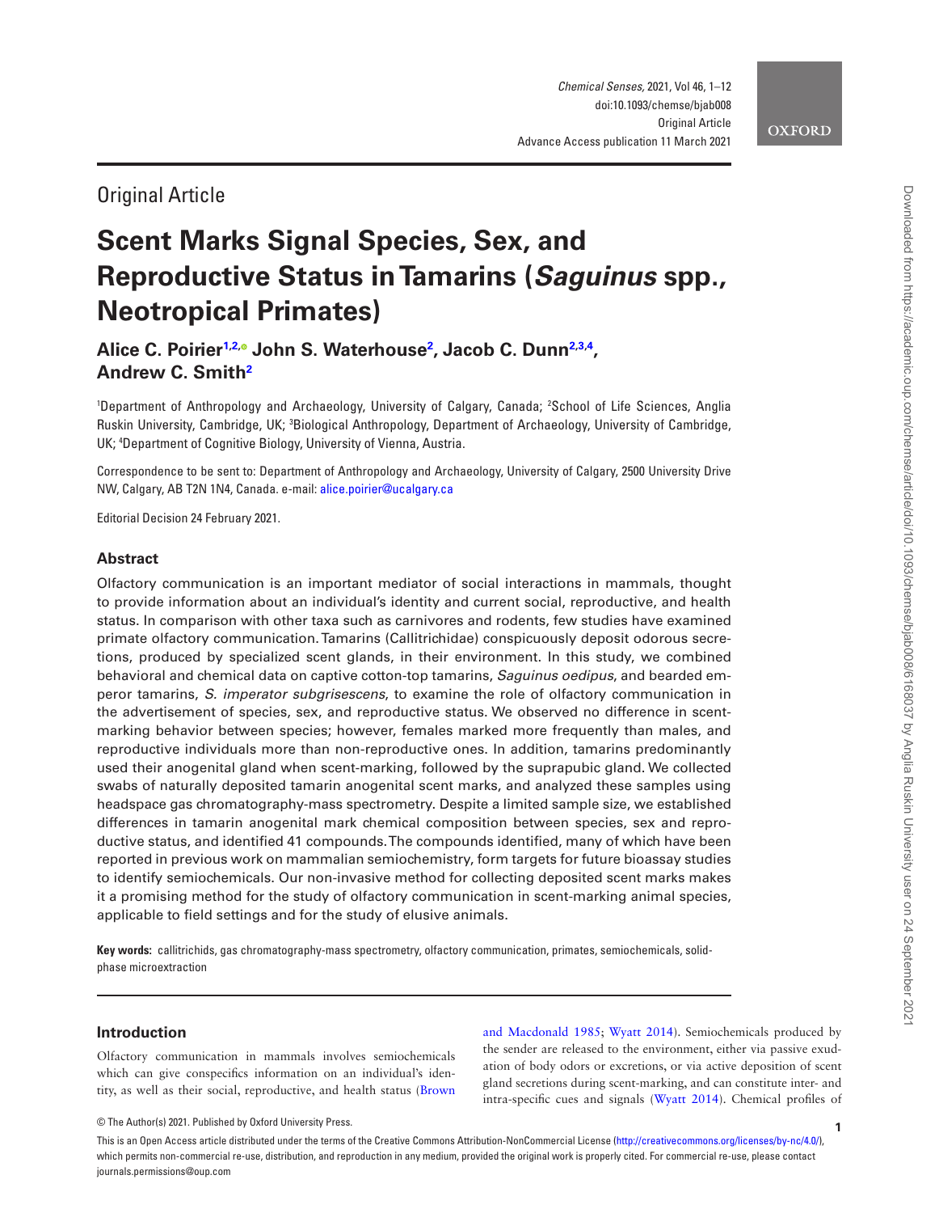Original Article

# Scent Marks Signal Species, Sex, and Reproductive Status in Tamarins (*Saguinus* spp., Neotropical Primates)

**Alice C. Poirier[1,2], John S. Waterhouse[2], Jacob C. Dunn[2,3,4], Andrew C. Smith[2]**

[1]Department of Anthropology and Archaeology, University of Calgary, Canada; [2]School of Life Sciences, Anglia Ruskin University, Cambridge, UK; [3]Biological Anthropology, Department of Archaeology, University of Cambridge, UK; [4]Department of Cognitive Biology, University of Vienna, Austria.

Correspondence to be sent to: Department of Anthropology and Archaeology, University of Calgary, 2500 University Drive NW, Calgary, AB T2N 1N4, Canada. e-mail: alice.poirier@ucalgary.ca

Editorial Decision 24 February 2021.

## Abstract

Olfactory communication is an important mediator of social interactions in mammals, thought to provide information about an individual's identity and current social, reproductive, and health status. In comparison with other taxa such as carnivores and rodents, few studies have examined primate olfactory communication. Tamarins (Callitrichidae) conspicuously deposit odorous secretions, produced by specialized scent glands, in their environment. In this study, we combined behavioral and chemical data on captive cotton-top tamarins, *Saguinus oedipus*, and bearded emperor tamarins, *S. imperator subgrisescens*, to examine the role of olfactory communication in the advertisement of species, sex, and reproductive status. We observed no difference in scent-marking behavior between species; however, females marked more frequently than males, and reproductive individuals more than non-reproductive ones. In addition, tamarins predominantly used their anogenital gland when scent-marking, followed by the suprapubic gland. We collected swabs of naturally deposited tamarin anogenital scent marks, and analyzed these samples using headspace gas chromatography-mass spectrometry. Despite a limited sample size, we established differences in tamarin anogenital mark chemical composition between species, sex and reproductive status, and identified 41 compounds. The compounds identified, many of which have been reported in previous work on mammalian semiochemistry, form targets for future bioassay studies to identify semiochemicals. Our non-invasive method for collecting deposited scent marks makes it a promising method for the study of olfactory communication in scent-marking animal species, applicable to field settings and for the study of elusive animals.

**Key words:** callitrichids, gas chromatography-mass spectrometry, olfactory communication, primates, semiochemicals, solid-phase microextraction

## Introduction

Olfactory communication in mammals involves semiochemicals which can give conspecifics information on an individual's identity, as well as their social, reproductive, and health status (Brown and Macdonald 1985; Wyatt 2014). Semiochemicals produced by the sender are released to the environment, either via passive exudation of body odors or excretions, or via active deposition of scent gland secretions during scent-marking, and can constitute inter- and intra-specific cues and signals (Wyatt 2014). Chemical profiles of

© The Author(s) 2021. Published by Oxford University Press.

This is an Open Access article distributed under the terms of the Creative Commons Attribution-NonCommercial License (http://creativecommons.org/licenses/by-nc/4.0/), which permits non-commercial re-use, distribution, and reproduction in any medium, provided the original work is properly cited. For commercial re-use, please contact journals.permissions@oup.com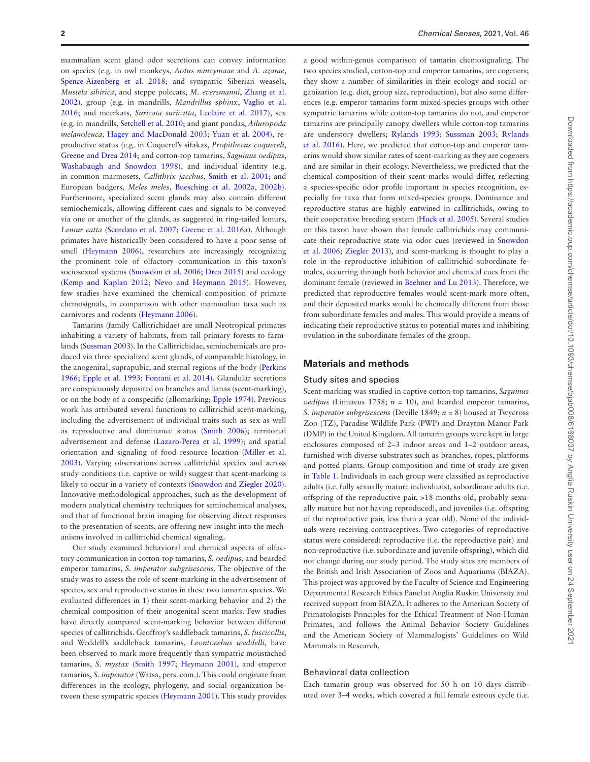mammalian scent gland odor secretions can convey information on species (e.g. in owl monkeys, *Aotus nancymaae* and *A. azarae*, Spence-Aizenberg et al. 2018; and sympatric Siberian weasels, *Mustela sibirica*, and steppe polecats, *M. eversmanni*, Zhang et al. 2002), group (e.g. in mandrills, *Mandrillus sphinx*, Vaglio et al. 2016; and meerkats, *Suricata suricatta*, Leclaire et al. 2017), sex (e.g. in mandrills, Setchell et al. 2010; and giant pandas, *Ailuropoda melanoleuca*, Hagey and MacDonald 2003; Yuan et al. 2004), reproductive status (e.g. in Coquerel's sifakas, *Propithecus coquereli*, Greene and Drea 2014; and cotton-top tamarins, *Saguinus oedipus*, Washabaugh and Snowdon 1998), and individual identity (e.g. in common marmosets, *Callithrix jacchus*, Smith et al. 2001; and European badgers, *Meles meles*, Buesching et al. 2002a, 2002b). Furthermore, specialized scent glands may also contain different semiochemicals, allowing different cues and signals to be conveyed via one or another of the glands, as suggested in ring-tailed lemurs, *Lemur catta* (Scordato et al. 2007; Greene et al. 2016a). Although primates have historically been considered to have a poor sense of smell (Heymann 2006), researchers are increasingly recognizing the prominent role of olfactory communication in this taxon's sociosexual systems (Snowdon et al. 2006; Drea 2015) and ecology (Kemp and Kaplan 2012; Nevo and Heymann 2015). However, few studies have examined the chemical composition of primate chemosignals, in comparison with other mammalian taxa such as carnivores and rodents (Heymann 2006).

Tamarins (family Callitrichidae) are small Neotropical primates inhabiting a variety of habitats, from tall primary forests to farmlands (Sussman 2003). In the Callitrichidae, semiochemicals are produced via three specialized scent glands, of comparable histology, in the anogenital, suprapubic, and sternal regions of the body (Perkins 1966; Epple et al. 1993; Fontani et al. 2014). Glandular secretions are conspicuously deposited on branches and lianas (scent-marking), or on the body of a conspecific (allomarking; Epple 1974). Previous work has attributed several functions to callitrichid scent-marking, including the advertisement of individual traits such as sex as well as reproductive and dominance status (Smith 2006); territorial advertisement and defense (Lazaro-Perea et al. 1999); and spatial orientation and signaling of food resource location (Miller et al. 2003). Varying observations across callitrichid species and across study conditions (i.e. captive or wild) suggest that scent-marking is likely to occur in a variety of contexts (Snowdon and Ziegler 2020). Innovative methodological approaches, such as the development of modern analytical chemistry techniques for semiochemical analyses, and that of functional brain imaging for observing direct responses to the presentation of scents, are offering new insight into the mechanisms involved in callitrichid chemical signaling.

Our study examined behavioral and chemical aspects of olfactory communication in cotton-top tamarins, *S. oedipus*, and bearded emperor tamarins, *S. imperator subgrisescens*. The objective of the study was to assess the role of scent-marking in the advertisement of species, sex and reproductive status in these two tamarin species. We evaluated differences in 1) their scent-marking behavior and 2) the chemical composition of their anogenital scent marks. Few studies have directly compared scent-marking behavior between different species of callitrichids. Geoffroy's saddleback tamarins, *S. fuscicollis*, and Weddell's saddleback tamarins, *Leontocebus weddelli*, have been observed to mark more frequently than sympatric moustached tamarins, *S. mystax* (Smith 1997; Heymann 2001), and emperor tamarins, *S. imperator* (Watsa, pers. com.). This could originate from differences in the ecology, phylogeny, and social organization between these sympatric species (Heymann 2001). This study provides a good within-genus comparison of tamarin chemosignaling. The two species studied, cotton-top and emperor tamarins, are cogeners; they show a number of similarities in their ecology and social organization (e.g. diet, group size, reproduction), but also some differences (e.g. emperor tamarins form mixed-species groups with other sympatric tamarins while cotton-top tamarins do not, and emperor tamarins are principally canopy dwellers while cotton-top tamarins are understory dwellers; Rylands 1993; Sussman 2003; Rylands et al. 2016). Here, we predicted that cotton-top and emperor tamarins would show similar rates of scent-marking as they are cogeners and are similar in their ecology. Nevertheless, we predicted that the chemical composition of their scent marks would differ, reflecting a species-specific odor profile important in species recognition, especially for taxa that form mixed-species groups. Dominance and reproductive status are highly entwined in callitrichids, owing to their cooperative breeding system (Huck et al. 2005). Several studies on this taxon have shown that female callitrichids may communicate their reproductive state via odor cues (reviewed in Snowdon et al. 2006; Ziegler 2013), and scent-marking is thought to play a role in the reproductive inhibition of callitrichid subordinate females, occurring through both behavior and chemical cues from the dominant female (reviewed in Beehner and Lu 2013). Therefore, we predicted that reproductive females would scent-mark more often, and their deposited marks would be chemically different from those from subordinate females and males. This would provide a means of indicating their reproductive status to potential mates and inhibiting ovulation in the subordinate females of the group.

## Materials and methods

### Study sites and species

Scent-marking was studied in captive cotton-top tamarins, *Saguinus oedipus* (Linnaeus 1758; $n$ = 10), and bearded emperor tamarins, *S. imperator subgrisescens* (Deville 1849; $n$ = 8) housed at Twycross Zoo (TZ), Paradise Wildlife Park (PWP) and Drayton Manor Park (DMP) in the United Kingdom. All tamarin groups were kept in large enclosures composed of 2–3 indoor areas and 1–2 outdoor areas, furnished with diverse substrates such as branches, ropes, platforms and potted plants. Group composition and time of study are given in Table 1. Individuals in each group were classified as reproductive adults (i.e. fully sexually mature individuals), subordinate adults (i.e. offspring of the reproductive pair, >18 months old, probably sexually mature but not having reproduced), and juveniles (i.e. offspring of the reproductive pair, less than a year old). None of the individuals were receiving contraceptives. Two categories of reproductive status were considered: reproductive (i.e. the reproductive pair) and non-reproductive (i.e. subordinate and juvenile offspring), which did not change during our study period. The study sites are members of the British and Irish Association of Zoos and Aquariums (BIAZA). This project was approved by the Faculty of Science and Engineering Departmental Research Ethics Panel at Anglia Ruskin University and received support from BIAZA. It adheres to the American Society of Primatologists Principles for the Ethical Treatment of Non-Human Primates, and follows the Animal Behavior Society Guidelines and the American Society of Mammalogists' Guidelines on Wild Mammals in Research.

### Behavioral data collection

Each tamarin group was observed for 50 h on 10 days distributed over 3–4 weeks, which covered a full female estrous cycle (i.e.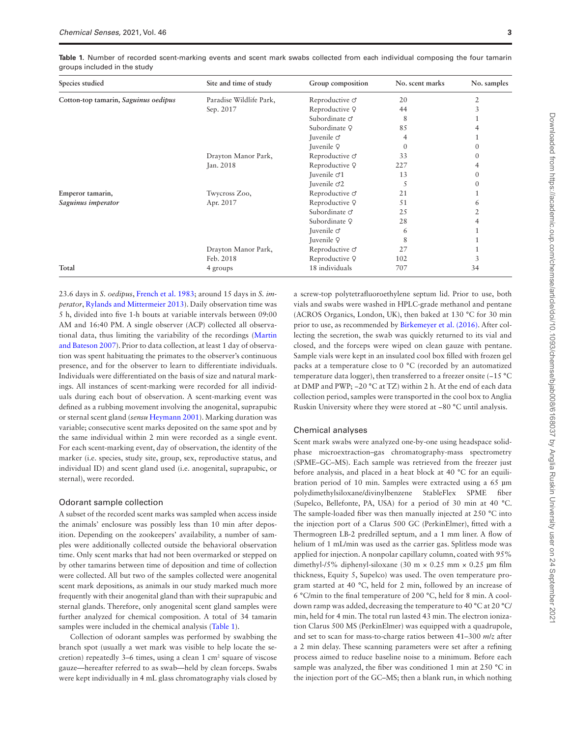**Table 1.** Number of recorded scent-marking events and scent mark swabs collected from each individual composing the four tamarin groups included in the study

| Species studied | Site and time of study | Group composition | No. scent marks | No. samples |
|---|---|---|---|---|
| Cotton-top tamarin, *Saguinus oedipus* | Paradise Wildlife Park, Sep. 2017 | Reproductive ♂ | 20 | 2 |
| | | Reproductive ♀ | 44 | 3 |
| | | Subordinate ♂ | 8 | 1 |
| | | Subordinate ♀ | 85 | 4 |
| | | Juvenile ♂ | 4 | 1 |
| | | Juvenile ♀ | 0 | 0 |
| | Drayton Manor Park, Jan. 2018 | Reproductive ♂ | 33 | 0 |
| | | Reproductive ♀ | 227 | 4 |
| | | Juvenile ♂1 | 13 | 0 |
| | | Juvenile ♂2 | 5 | 0 |
| Emperor tamarin, *Saguinus imperator* | Twycross Zoo, Apr. 2017 | Reproductive ♂ | 21 | 1 |
| | | Reproductive ♀ | 51 | 6 |
| | | Subordinate ♂ | 25 | 2 |
| | | Subordinate ♀ | 28 | 4 |
| | | Juvenile ♂ | 6 | 1 |
| | | Juvenile ♀ | 8 | 1 |
| | Drayton Manor Park, Feb. 2018 | Reproductive ♂ | 27 | 1 |
| | | Reproductive ♀ | 102 | 3 |
| Total | 4 groups | 18 individuals | 707 | 34 |

23.6 days in *S. oedipus*, French et al. 1983; around 15 days in *S. imperator*, Rylands and Mittermeier 2013). Daily observation time was 5 h, divided into five 1-h bouts at variable intervals between 09:00 AM and 16:40 PM. A single observer (ACP) collected all observational data, thus limiting the variability of the recordings (Martin and Bateson 2007). Prior to data collection, at least 1 day of observation was spent habituating the primates to the observer's continuous presence, and for the observer to learn to differentiate individuals. Individuals were differentiated on the basis of size and natural markings. All instances of scent-marking were recorded for all individuals during each bout of observation. A scent-marking event was defined as a rubbing movement involving the anogenital, suprapubic or sternal scent gland (*sensu* Heymann 2001). Marking duration was variable; consecutive scent marks deposited on the same spot and by the same individual within 2 min were recorded as a single event. For each scent-marking event, day of observation, the identity of the marker (i.e. species, study site, group, sex, reproductive status, and individual ID) and scent gland used (i.e. anogenital, suprapubic, or sternal), were recorded.

## Odorant sample collection

A subset of the recorded scent marks was sampled when access inside the animals' enclosure was possibly less than 10 min after deposition. Depending on the zookeepers' availability, a number of samples were additionally collected outside the behavioral observation time. Only scent marks that had not been overmarked or stepped on by other tamarins between time of deposition and time of collection were collected. All but two of the samples collected were anogenital scent mark depositions, as animals in our study marked much more frequently with their anogenital gland than with their suprapubic and sternal glands. Therefore, only anogenital scent gland samples were further analyzed for chemical composition. A total of 34 tamarin samples were included in the chemical analysis (Table 1).

Collection of odorant samples was performed by swabbing the branch spot (usually a wet mark was visible to help locate the secretion) repeatedly 3–6 times, using a clean 1 cm$^2$ square of viscose gauze—hereafter referred to as swab—held by clean forceps. Swabs were kept individually in 4 mL glass chromatography vials closed by a screw-top polytetrafluoroethylene septum lid. Prior to use, both vials and swabs were washed in HPLC-grade methanol and pentane (ACROS Organics, London, UK), then baked at 130 °C for 30 min prior to use, as recommended by Birkemeyer et al. (2016). After collecting the secretion, the swab was quickly returned to its vial and closed, and the forceps were wiped on clean gauze with pentane. Sample vials were kept in an insulated cool box filled with frozen gel packs at a temperature close to 0 °C (recorded by an automatized temperature data logger), then transferred to a freezer onsite (−15 °C at DMP and PWP; −20 °C at TZ) within 2 h. At the end of each data collection period, samples were transported in the cool box to Anglia Ruskin University where they were stored at −80 °C until analysis.

## Chemical analyses

Scent mark swabs were analyzed one-by-one using headspace solid-phase microextraction–gas chromatography-mass spectrometry (SPME–GC–MS). Each sample was retrieved from the freezer just before analysis, and placed in a heat block at 40 °C for an equilibration period of 10 min. Samples were extracted using a 65 µm polydimethylsiloxane/divinylbenzene StableFlex SPME fiber (Supelco, Bellefonte, PA, USA) for a period of 30 min at 40 °C. The sample-loaded fiber was then manually injected at 250 °C into the injection port of a Clarus 500 GC (PerkinElmer), fitted with a Thermogreen LB-2 predrilled septum, and a 1 mm liner. A flow of helium of 1 mL/min was used as the carrier gas. Splitless mode was applied for injection. A nonpolar capillary column, coated with 95% dimethyl-/5% diphenyl-siloxane (30 m × 0.25 mm × 0.25 µm film thickness, Equity 5, Supelco) was used. The oven temperature program started at 40 °C, held for 2 min, followed by an increase of 6 °C/min to the final temperature of 200 °C, held for 8 min. A cool-down ramp was added, decreasing the temperature to 40 °C at 20 °C/min, held for 4 min. The total run lasted 43 min. The electron ionization Clarus 500 MS (PerkinElmer) was equipped with a quadrupole, and set to scan for mass-to-charge ratios between 41–300 *m/z* after a 2 min delay. These scanning parameters were set after a refining process aimed to reduce baseline noise to a minimum. Before each sample was analyzed, the fiber was conditioned 1 min at 250 °C in the injection port of the GC–MS; then a blank run, in which nothing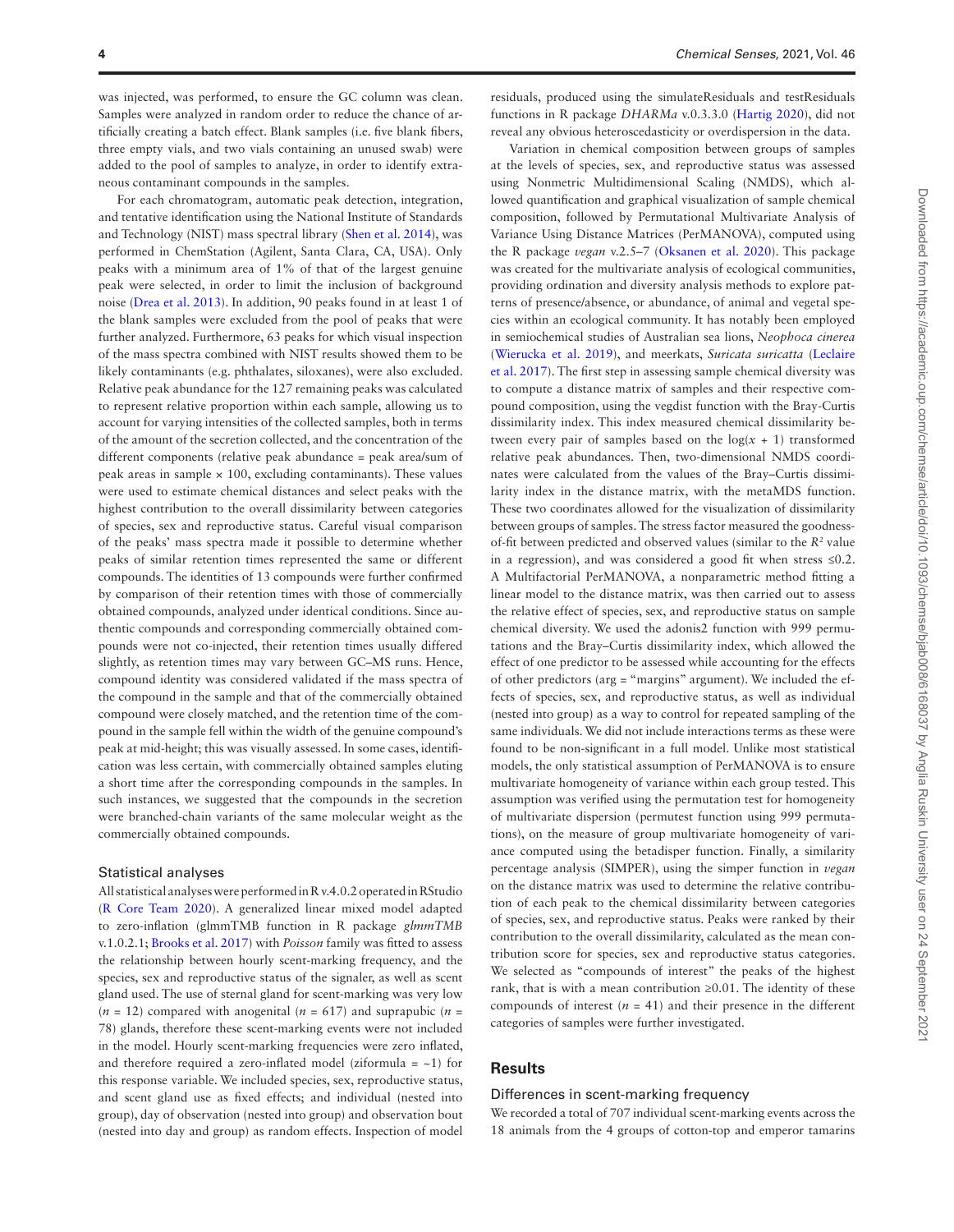was injected, was performed, to ensure the GC column was clean. Samples were analyzed in random order to reduce the chance of artificially creating a batch effect. Blank samples (i.e. five blank fibers, three empty vials, and two vials containing an unused swab) were added to the pool of samples to analyze, in order to identify extraneous contaminant compounds in the samples.

For each chromatogram, automatic peak detection, integration, and tentative identification using the National Institute of Standards and Technology (NIST) mass spectral library (Shen et al. 2014), was performed in ChemStation (Agilent, Santa Clara, CA, USA). Only peaks with a minimum area of 1% of that of the largest genuine peak were selected, in order to limit the inclusion of background noise (Drea et al. 2013). In addition, 90 peaks found in at least 1 of the blank samples were excluded from the pool of peaks that were further analyzed. Furthermore, 63 peaks for which visual inspection of the mass spectra combined with NIST results showed them to be likely contaminants (e.g. phthalates, siloxanes), were also excluded. Relative peak abundance for the 127 remaining peaks was calculated to represent relative proportion within each sample, allowing us to account for varying intensities of the collected samples, both in terms of the amount of the secretion collected, and the concentration of the different components (relative peak abundance = peak area/sum of peak areas in sample × 100, excluding contaminants). These values were used to estimate chemical distances and select peaks with the highest contribution to the overall dissimilarity between categories of species, sex and reproductive status. Careful visual comparison of the peaks' mass spectra made it possible to determine whether peaks of similar retention times represented the same or different compounds. The identities of 13 compounds were further confirmed by comparison of their retention times with those of commercially obtained compounds, analyzed under identical conditions. Since authentic compounds and corresponding commercially obtained compounds were not co-injected, their retention times usually differed slightly, as retention times may vary between GC–MS runs. Hence, compound identity was considered validated if the mass spectra of the compound in the sample and that of the commercially obtained compound were closely matched, and the retention time of the compound in the sample fell within the width of the genuine compound's peak at mid-height; this was visually assessed. In some cases, identification was less certain, with commercially obtained samples eluting a short time after the corresponding compounds in the samples. In such instances, we suggested that the compounds in the secretion were branched-chain variants of the same molecular weight as the commercially obtained compounds.

### Statistical analyses

All statistical analyses were performed in R v.4.0.2 operated in RStudio (R Core Team 2020). A generalized linear mixed model adapted to zero-inflation (glmmTMB function in R package *glmmTMB* v.1.0.2.1; Brooks et al. 2017) with *Poisson* family was fitted to assess the relationship between hourly scent-marking frequency, and the species, sex and reproductive status of the signaler, as well as scent gland used. The use of sternal gland for scent-marking was very low ($n$ = 12) compared with anogenital ($n$ = 617) and suprapubic ($n$ = 78) glands, therefore these scent-marking events were not included in the model. Hourly scent-marking frequencies were zero inflated, and therefore required a zero-inflated model (ziformula = ~1) for this response variable. We included species, sex, reproductive status, and scent gland use as fixed effects; and individual (nested into group), day of observation (nested into group) and observation bout (nested into day and group) as random effects. Inspection of model residuals, produced using the simulateResiduals and testResiduals functions in R package *DHARMa* v.0.3.3.0 (Hartig 2020), did not reveal any obvious heteroscedasticity or overdispersion in the data.

Variation in chemical composition between groups of samples at the levels of species, sex, and reproductive status was assessed using Nonmetric Multidimensional Scaling (NMDS), which allowed quantification and graphical visualization of sample chemical composition, followed by Permutational Multivariate Analysis of Variance Using Distance Matrices (PerMANOVA), computed using the R package *vegan* v.2.5–7 (Oksanen et al. 2020). This package was created for the multivariate analysis of ecological communities, providing ordination and diversity analysis methods to explore patterns of presence/absence, or abundance, of animal and vegetal species within an ecological community. It has notably been employed in semiochemical studies of Australian sea lions, *Neophoca cinerea* (Wierucka et al. 2019), and meerkats, *Suricata suricatta* (Leclaire et al. 2017). The first step in assessing sample chemical diversity was to compute a distance matrix of samples and their respective compound composition, using the vegdist function with the Bray-Curtis dissimilarity index. This index measured chemical dissimilarity between every pair of samples based on the $\log(x + 1)$ transformed relative peak abundances. Then, two-dimensional NMDS coordinates were calculated from the values of the Bray–Curtis dissimilarity index in the distance matrix, with the metaMDS function. These two coordinates allowed for the visualization of dissimilarity between groups of samples. The stress factor measured the goodness-of-fit between predicted and observed values (similar to the $R^2$ value in a regression), and was considered a good fit when stress ≤0.2. A Multifactorial PerMANOVA, a nonparametric method fitting a linear model to the distance matrix, was then carried out to assess the relative effect of species, sex, and reproductive status on sample chemical diversity. We used the adonis2 function with 999 permutations and the Bray–Curtis dissimilarity index, which allowed the effect of one predictor to be assessed while accounting for the effects of other predictors (arg = "margins" argument). We included the effects of species, sex, and reproductive status, as well as individual (nested into group) as a way to control for repeated sampling of the same individuals. We did not include interactions terms as these were found to be non-significant in a full model. Unlike most statistical models, the only statistical assumption of PerMANOVA is to ensure multivariate homogeneity of variance within each group tested. This assumption was verified using the permutation test for homogeneity of multivariate dispersion (permutest function using 999 permutations), on the measure of group multivariate homogeneity of variance computed using the betadisper function. Finally, a similarity percentage analysis (SIMPER), using the simper function in *vegan* on the distance matrix was used to determine the relative contribution of each peak to the chemical dissimilarity between categories of species, sex, and reproductive status. Peaks were ranked by their contribution to the overall dissimilarity, calculated as the mean contribution score for species, sex and reproductive status categories. We selected as "compounds of interest" the peaks of the highest rank, that is with a mean contribution ≥0.01. The identity of these compounds of interest ($n$ = 41) and their presence in the different categories of samples were further investigated.

## Results

### Differences in scent-marking frequency

We recorded a total of 707 individual scent-marking events across the 18 animals from the 4 groups of cotton-top and emperor tamarins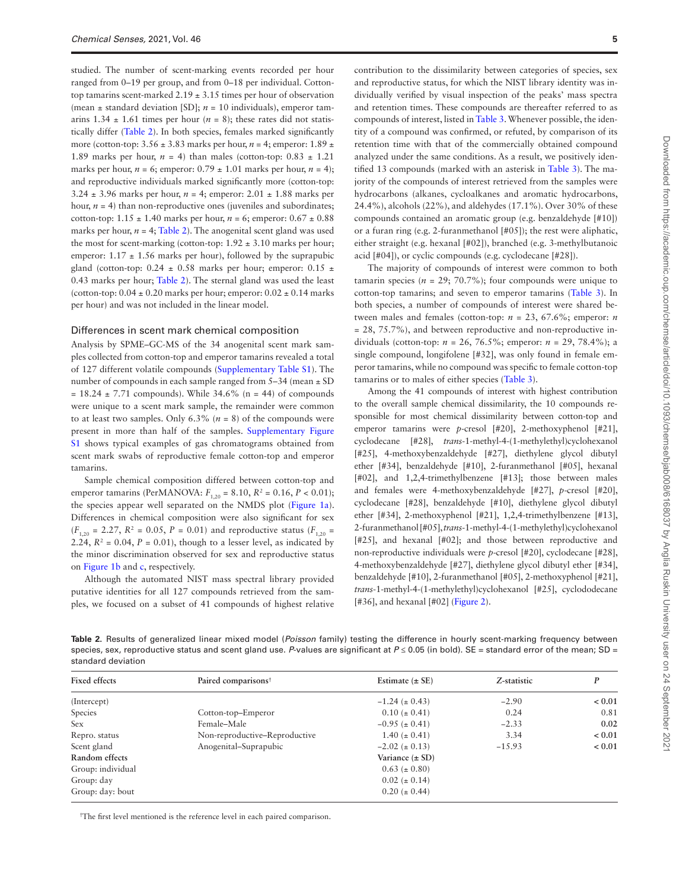studied. The number of scent-marking events recorded per hour ranged from 0–19 per group, and from 0–18 per individual. Cotton-top tamarins scent-marked 2.19 ± 3.15 times per hour of observation (mean ± standard deviation [SD]; $n = 10$ individuals), emperor tamarins 1.34 ± 1.61 times per hour ($n = 8$); these rates did not statistically differ (Table 2). In both species, females marked significantly more (cotton-top: 3.56 ± 3.83 marks per hour, $n = 4$; emperor: 1.89 ± 1.89 marks per hour, $n = 4$) than males (cotton-top: 0.83 ± 1.21 marks per hour, $n = 6$; emperor: 0.79 ± 1.01 marks per hour, $n = 4$); and reproductive individuals marked significantly more (cotton-top: 3.24 ± 3.96 marks per hour, $n = 4$; emperor: 2.01 ± 1.88 marks per hour, $n = 4$) than non-reproductive ones (juveniles and subordinates; cotton-top: 1.15 ± 1.40 marks per hour, $n = 6$; emperor: 0.67 ± 0.88 marks per hour, $n = 4$; Table 2). The anogenital scent gland was used the most for scent-marking (cotton-top: 1.92 ± 3.10 marks per hour; emperor: 1.17 ± 1.56 marks per hour), followed by the suprapubic gland (cotton-top: 0.24 ± 0.58 marks per hour; emperor: 0.15 ± 0.43 marks per hour; Table 2). The sternal gland was used the least (cotton-top: 0.04 ± 0.20 marks per hour; emperor: 0.02 ± 0.14 marks per hour) and was not included in the linear model.

## Differences in scent mark chemical composition

Analysis by SPME–GC-MS of the 34 anogenital scent mark samples collected from cotton-top and emperor tamarins revealed a total of 127 different volatile compounds (Supplementary Table S1). The number of compounds in each sample ranged from 5–34 (mean ± SD = 18.24 ± 7.71 compounds). While 34.6% (n = 44) of compounds were unique to a scent mark sample, the remainder were common to at least two samples. Only 6.3% ($n = 8$) of the compounds were present in more than half of the samples. Supplementary Figure S1 shows typical examples of gas chromatograms obtained from scent mark swabs of reproductive female cotton-top and emperor tamarins.

Sample chemical composition differed between cotton-top and emperor tamarins (PerMANOVA: $F_{1,20} = 8.10$, $R^2 = 0.16$, $P < 0.01$); the species appear well separated on the NMDS plot (Figure 1a). Differences in chemical composition were also significant for sex ($F_{1,20} = 2.27$, $R^2 = 0.05$, $P = 0.01$) and reproductive status ($F_{1,20} = 2.24$, $R^2 = 0.04$, $P = 0.01$), though to a lesser level, as indicated by the minor discrimination observed for sex and reproductive status on Figure 1b and c, respectively.

Although the automated NIST mass spectral library provided putative identities for all 127 compounds retrieved from the samples, we focused on a subset of 41 compounds of highest relative contribution to the dissimilarity between categories of species, sex and reproductive status, for which the NIST library identity was individually verified by visual inspection of the peaks' mass spectra and retention times. These compounds are thereafter referred to as compounds of interest, listed in Table 3. Whenever possible, the identity of a compound was confirmed, or refuted, by comparison of its retention time with that of the commercially obtained compound analyzed under the same conditions. As a result, we positively identified 13 compounds (marked with an asterisk in Table 3). The majority of the compounds of interest retrieved from the samples were hydrocarbons (alkanes, cycloalkanes and aromatic hydrocarbons, 24.4%), alcohols (22%), and aldehydes (17.1%). Over 30% of these compounds contained an aromatic group (e.g. benzaldehyde [#10]) or a furan ring (e.g. 2-furanmethanol [#05]); the rest were aliphatic, either straight (e.g. hexanal [#02]), branched (e.g. 3-methylbutanoic acid [#04]), or cyclic compounds (e.g. cyclodecane [#28]).

The majority of compounds of interest were common to both tamarin species ($n = 29$; 70.7%); four compounds were unique to cotton-top tamarins; and seven to emperor tamarins (Table 3). In both species, a number of compounds of interest were shared between males and females (cotton-top: $n = 23$, 67.6%; emperor: $n = 28$, 75.7%), and between reproductive and non-reproductive individuals (cotton-top: $n = 26$, 76.5%; emperor: $n = 29$, 78.4%); a single compound, longifolene [#32], was only found in female emperor tamarins, while no compound was specific to female cotton-top tamarins or to males of either species (Table 3).

Among the 41 compounds of interest with highest contribution to the overall sample chemical dissimilarity, the 10 compounds responsible for most chemical dissimilarity between cotton-top and emperor tamarins were *p*-cresol [#20], 2-methoxyphenol [#21], cyclodecane [#28], *trans*-1-methyl-4-(1-methylethyl)cyclohexanol [#25], 4-methoxybenzaldehyde [#27], diethylene glycol dibutyl ether [#34], benzaldehyde [#10], 2-furanmethanol [#05], hexanal [#02], and 1,2,4-trimethylbenzene [#13]; those between males and females were 4-methoxybenzaldehyde [#27], *p*-cresol [#20], cyclodecane [#28], benzaldehyde [#10], diethylene glycol dibutyl ether [#34], 2-methoxyphenol [#21], 1,2,4-trimethylbenzene [#13], 2-furanmethanol [#05], *trans*-1-methyl-4-(1-methylethyl)cyclohexanol [#25], and hexanal [#02]; and those between reproductive and non-reproductive individuals were *p*-cresol [#20], cyclodecane [#28], 4-methoxybenzaldehyde [#27], diethylene glycol dibutyl ether [#34], benzaldehyde [#10], 2-furanmethanol [#05], 2-methoxyphenol [#21], *trans*-1-methyl-4-(1-methylethyl)cyclohexanol [#25], cyclododecane [#36], and hexanal [#02] (Figure 2).

**Table 2.** Results of generalized linear mixed model (*Poisson* family) testing the difference in hourly scent-marking frequency between species, sex, reproductive status and scent gland use. *P*-values are significant at $P \leq 0.05$ (in bold). SE = standard error of the mean; SD = standard deviation

| Fixed effects | Paired comparisons[†] | Estimate (± SE) | *Z*-statistic | *P* |
|---|---|---|---|---|
| (Intercept) | | −1.24 (± 0.43) | −2.90 | **< 0.01** |
| Species | Cotton-top–Emperor | 0.10 (± 0.41) | 0.24 | 0.81 |
| Sex | Female–Male | −0.95 (± 0.41) | −2.33 | **0.02** |
| Repro. status | Non-reproductive–Reproductive | 1.40 (± 0.41) | 3.34 | **< 0.01** |
| Scent gland | Anogenital–Suprapubic | −2.02 (± 0.13) | −15.93 | **< 0.01** |
| **Random effects** | | Variance (± SD) | | |
| Group: individual | | 0.63 (± 0.80) | | |
| Group: day | | 0.02 (± 0.14) | | |
| Group: day: bout | | 0.20 (± 0.44) | | |

[†]The first level mentioned is the reference level in each paired comparison.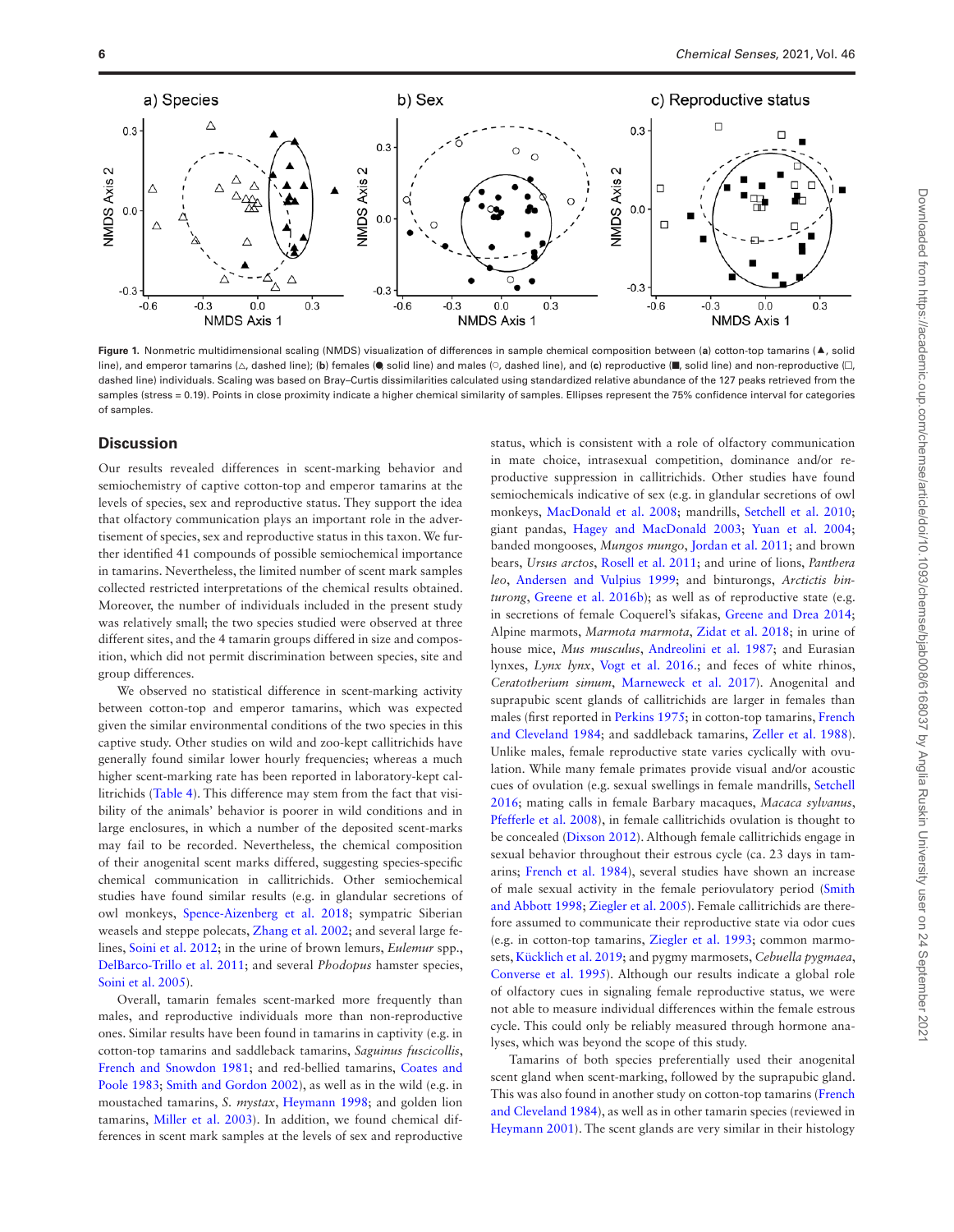Figure 1. Nonmetric multidimensional scaling (NMDS) visualization of differences in sample chemical composition between (a) cotton-top tamarins (▲, solid line), and emperor tamarins (△, dashed line); (b) females (●, solid line) and males (○, dashed line), and (c) reproductive (■, solid line) and non-reproductive (□, dashed line) individuals. Scaling was based on Bray–Curtis dissimilarities calculated using standardized relative abundance of the 127 peaks retrieved from the samples (stress = 0.19). Points in close proximity indicate a higher chemical similarity of samples. Ellipses represent the 75% confidence interval for categories of samples.

## Discussion

Our results revealed differences in scent-marking behavior and semiochemistry of captive cotton-top and emperor tamarins at the levels of species, sex and reproductive status. They support the idea that olfactory communication plays an important role in the advertisement of species, sex and reproductive status in this taxon. We further identified 41 compounds of possible semiochemical importance in tamarins. Nevertheless, the limited number of scent mark samples collected restricted interpretations of the chemical results obtained. Moreover, the number of individuals included in the present study was relatively small; the two species studied were observed at three different sites, and the 4 tamarin groups differed in size and composition, which did not permit discrimination between species, site and group differences.

We observed no statistical difference in scent-marking activity between cotton-top and emperor tamarins, which was expected given the similar environmental conditions of the two species in this captive study. Other studies on wild and zoo-kept callitrichids have generally found similar lower hourly frequencies; whereas a much higher scent-marking rate has been reported in laboratory-kept callitrichids (Table 4). This difference may stem from the fact that visibility of the animals' behavior is poorer in wild conditions and in large enclosures, in which a number of the deposited scent-marks may fail to be recorded. Nevertheless, the chemical composition of their anogenital scent marks differed, suggesting species-specific chemical communication in callitrichids. Other semiochemical studies have found similar results (e.g. in glandular secretions of owl monkeys, Spence-Aizenberg et al. 2018; sympatric Siberian weasels and steppe polecats, Zhang et al. 2002; and several large felines, Soini et al. 2012; in the urine of brown lemurs, *Eulemur* spp., DelBarco-Trillo et al. 2011; and several *Phodopus* hamster species, Soini et al. 2005).

Overall, tamarin females scent-marked more frequently than males, and reproductive individuals more than non-reproductive ones. Similar results have been found in tamarins in captivity (e.g. in cotton-top tamarins and saddleback tamarins, *Saguinus fuscicollis*, French and Snowdon 1981; and red-bellied tamarins, Coates and Poole 1983; Smith and Gordon 2002), as well as in the wild (e.g. in moustached tamarins, *S. mystax*, Heymann 1998; and golden lion tamarins, Miller et al. 2003). In addition, we found chemical differences in scent mark samples at the levels of sex and reproductive status, which is consistent with a role of olfactory communication in mate choice, intrasexual competition, dominance and/or reproductive suppression in callitrichids. Other studies have found semiochemicals indicative of sex (e.g. in glandular secretions of owl monkeys, MacDonald et al. 2008; mandrills, Setchell et al. 2010; giant pandas, Hagey and MacDonald 2003; Yuan et al. 2004; banded mongooses, *Mungos mungo*, Jordan et al. 2011; and brown bears, *Ursus arctos*, Rosell et al. 2011; and urine of lions, *Panthera leo*, Andersen and Vulpius 1999; and binturongs, *Arctictis binturong*, Greene et al. 2016b); as well as of reproductive state (e.g. in secretions of female Coquerel's sifakas, Greene and Drea 2014; Alpine marmots, *Marmota marmota*, Zidat et al. 2018; in urine of house mice, *Mus musculus*, Andreolini et al. 1987; and Eurasian lynxes, *Lynx lynx*, Vogt et al. 2016.; and feces of white rhinos, *Ceratotherium simum*, Marneweck et al. 2017). Anogenital and suprapubic scent glands of callitrichids are larger in females than males (first reported in Perkins 1975; in cotton-top tamarins, French and Cleveland 1984; and saddleback tamarins, Zeller et al. 1988). Unlike males, female reproductive state varies cyclically with ovulation. While many female primates provide visual and/or acoustic cues of ovulation (e.g. sexual swellings in female mandrills, Setchell 2016; mating calls in female Barbary macaques, *Macaca sylvanus*, Pfefferle et al. 2008), in female callitrichids ovulation is thought to be concealed (Dixson 2012). Although female callitrichids engage in sexual behavior throughout their estrous cycle (ca. 23 days in tamarins; French et al. 1984), several studies have shown an increase of male sexual activity in the female periovulatory period (Smith and Abbott 1998; Ziegler et al. 2005). Female callitrichids are therefore assumed to communicate their reproductive state via odor cues (e.g. in cotton-top tamarins, Ziegler et al. 1993; common marmosets, Kücklich et al. 2019; and pygmy marmosets, *Cebuella pygmaea*, Converse et al. 1995). Although our results indicate a global role of olfactory cues in signaling female reproductive status, we were not able to measure individual differences within the female estrous cycle. This could only be reliably measured through hormone analyses, which was beyond the scope of this study.

Tamarins of both species preferentially used their anogenital scent gland when scent-marking, followed by the suprapubic gland. This was also found in another study on cotton-top tamarins (French and Cleveland 1984), as well as in other tamarin species (reviewed in Heymann 2001). The scent glands are very similar in their histology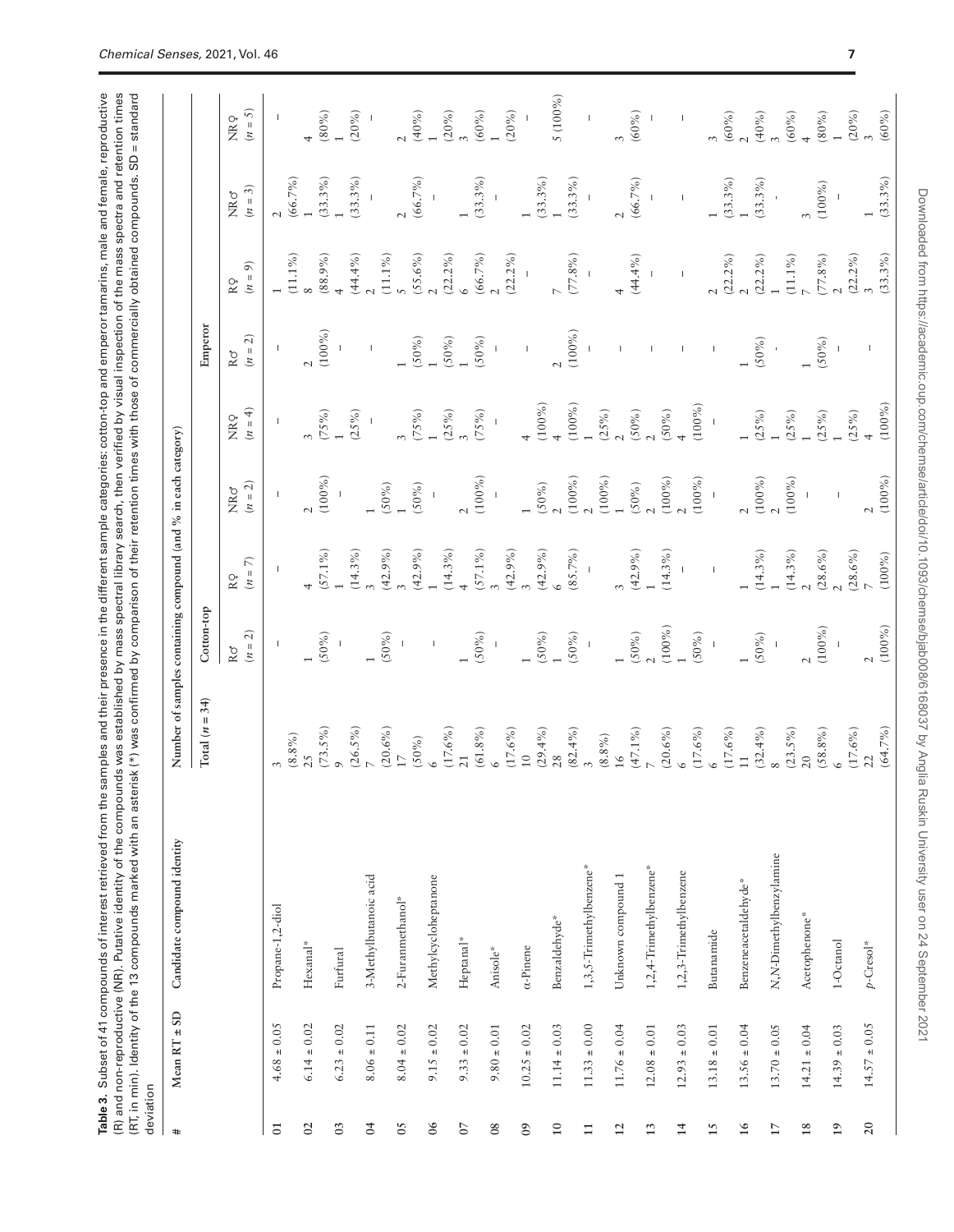**Table 3.** Subset of 41 compounds of interest retrieved from the samples and their presence in the different sample categories: cotton-top and emperor tamarins, male and female, reproductive (R) and non-reproductive (NR). Putative identity of the compounds was established by mass spectral library search, then verified by visual inspection of the mass spectra and retention times (RT, in min). Identity of the 13 compounds marked with an asterisk (*) was confirmed by comparison of their retention times with those of commercially obtained compounds. SD = standard deviation

| # | Mean RT ± SD | Candidate compound identity | Number of samples containing compound (and % in each category) | | | | | | | | |
|---|---|---|---|---|---|---|---|---|---|---|---|
| | | | Total ($n$ = 34) | Cotton-top | | | | Emperor | | | |
| | | | | R♂ ($n$ = 2) | R♀ ($n$ = 7) | NR♂ ($n$ = 2) | NR♀ ($n$ = 4) | R♂ ($n$ = 2) | R♀ ($n$ = 9) | NR♂ ($n$ = 3) | NR♀ ($n$ = 5) |
| 01 | 4.68 ± 0.05 | Propane-1,2-diol | 3 (8.8%) | – | – | – | – | – | 1 (11.1%) | 2 (66.7%) | – |
| 02 | 6.14 ± 0.02 | Hexanal* | 25 (73.5%) | 1 (50%) | 4 (57.1%) | 2 (100%) | 3 (75%) | 2 (100%) | 8 (88.9%) | 1 (33.3%) | 4 (80%) |
| 03 | 6.23 ± 0.02 | Furfural | 9 (26.5%) | – | 1 (14.3%) | – | 1 (25%) | – | 4 (44.4%) | 1 (33.3%) | 1 (20%) |
| 04 | 8.06 ± 0.11 | 3-Methylbutanoic acid | 7 (20.6%) | 1 (50%) | 3 (42.9%) | 1 (50%) | – | – | 2 (11.1%) | – | – |
| 05 | 8.04 ± 0.02 | 2-Furanmethanol* | 17 (50%) | – | 3 (42.9%) | 1 (50%) | 3 (75%) | 1 (50%) | 5 (55.6%) | 2 (66.7%) | 2 (40%) |
| 06 | 9.15 ± 0.02 | Methylcycloheptanone | 6 (17.6%) | – | 1 (14.3%) | – | 1 (25%) | 1 (50%) | 2 (22.2%) | – | 1 (20%) |
| 07 | 9.33 ± 0.02 | Heptanal* | 21 (61.8%) | 1 (50%) | 4 (57.1%) | 2 (100%) | 3 (75%) | 1 (50%) | 6 (66.7%) | 1 (33.3%) | 3 (60%) |
| 08 | 9.80 ± 0.01 | Anisole* | 6 (17.6%) | – | 3 (42.9%) | – | – | – | 2 (22.2%) | – | 1 (20%) |
| 09 | 10.25 ± 0.02 | α-Pinene | 10 (29.4%) | 1 (50%) | 3 (42.9%) | 1 (50%) | 4 (100%) | – | – | 1 (33.3%) | – |
| 10 | 11.14 ± 0.03 | Benzaldehyde* | 28 (82.4%) | 1 (50%) | 6 (85.7%) | 2 (100%) | 4 (100%) | 2 (100%) | 7 (77.8%) | 1 (33.3%) | 5 (100%) |
| 11 | 11.33 ± 0.00 | 1,3,5-Trimethylbenzene* | 3 (8.8%) | – | – | 2 (100%) | 1 (25%) | – | – | – | – |
| 12 | 11.76 ± 0.04 | Unknown compound 1 | 16 (47.1%) | 1 (50%) | 3 (42.9%) | 1 (50%) | 2 (50%) | – | 4 (44.4%) | 2 (66.7%) | 3 (60%) |
| 13 | 12.08 ± 0.01 | 1,2,4-Trimethylbenzene* | 7 (20.6%) | 2 (100%) | 1 (14.3%) | 2 (100%) | 2 (50%) | – | – | – | – |
| 14 | 12.93 ± 0.03 | 1,2,3-Trimethylbenzene | 6 (17.6%) | 1 (50%) | – | 2 (100%) | 4 (100%) | – | – | – | – |
| 15 | 13.18 ± 0.01 | Butanamide | 6 (17.6%) | – | – | – | – | – | 2 (22.2%) | 1 (33.3%) | 3 (60%) |
| 16 | 13.56 ± 0.04 | Benzeneacetaldehyde* | 11 (32.4%) | 1 (50%) | 1 (14.3%) | 2 (100%) | 1 (25%) | 1 (50%) | 2 (22.2%) | 1 (33.3%) | 2 (40%) |
| 17 | 13.70 ± 0.05 | N,N-Dimethylbenzylamine | 8 (23.5%) | – | 1 (14.3%) | 2 (100%) | 1 (25%) | - | 1 (11.1%) | - | 3 (60%) |
| 18 | 14.21 ± 0.04 | Acetophenone* | 20 (58.8%) | 2 (100%) | 2 (28.6%) | – | 1 (25%) | 1 (50%) | 7 (77.8%) | 3 (100%) | 4 (80%) |
| 19 | 14.39 ± 0.03 | 1-Octanol | 6 (17.6%) | – | 2 (28.6%) | – | 1 (25%) | – | 2 (22.2%) | – | 1 (20%) |
| 20 | 14.57 ± 0.05 | *p*-Cresol* | 22 (64.7%) | 2 (100%) | 7 (100%) | 2 (100%) | 4 (100%) | – | 3 (33.3%) | 1 (33.3%) | 3 (60%) |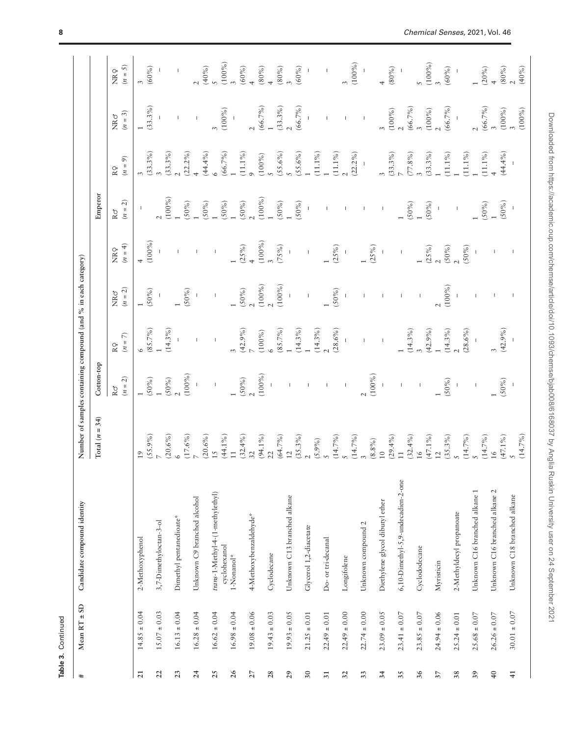**Table 3.** Continued

| # | Mean RT ± SD | Candidate compound identity | Number of samples containing compound (and % in each category) | | | | | | | | | |
|---|---|---|---|---|---|---|---|---|---|---|---|---|
| | | | Total ($n$ = 34) | Cotton-top | | | | Emperor | | | | |
| | | | | R♂ ($n$ = 2) | R♀ ($n$ = 7) | NR♂ ($n$ = 2) | NR♀ ($n$ = 4) | R♂ ($n$ = 2) | R♀ ($n$ = 9) | NR♂ ($n$ = 3) | NR♀ ($n$ = 5) |
| 21 | 14.85 ± 0.04 | 2-Methoxyphenol | 19 (55.9%) | 1 (50%) | 6 (85.7%) | 1 (50%) | 4 (100%) | – | 3 (33.3%) | 1 (33.3%) | 3 (60%) |
| 22 | 15.07 ± 0.03 | 3,7-Dimethyloctan-3-ol | 7 (20.6%) | 1 (50%) | 1 (14.3%) | – | – | 2 (100%) | 3 (33.3%) | – | – |
| 23 | 16.13 ± 0.04 | Dimethyl pentanedioate* | 6 (17.6%) | 2 (100%) | – | 1 (50%) | – | 1 (50%) | 2 (22.2%) | – | – |
| 24 | 16.28 ± 0.04 | Unknown C9 branched alcohol | 7 (20.6%) | – | – | – | – | 1 (50%) | 4 (44.4%) | – | 2 (40%) |
| 25 | 16.62 ± 0.04 | *trans*-1-Methyl-4-(1-methylethyl) cyclohexanol | 15 (44.1%) | – | – | – | – | 1 (50%) | 6 (66.7%) | 3 (100%) | 5 (100%) |
| 26 | 16.98 ± 0.04 | 1-Nonanol* | 11 (32.4%) | 1 (50%) | 3 (42.9%) | 1 (50%) | 1 (25%) | 1 (50%) | 1 (11.1%) | – | 3 (60%) |
| 27 | 19.08 ± 0.06 | 4-Methoxybenzaldehyde* | 32 (94.1%) | 2 (100%) | 7 (100%) | 2 (100%) | 4 (100%) | 2 (100%) | 9 (100%) | 2 (66.7%) | 4 (80%) |
| 28 | 19.43 ± 0.03 | Cyclodecane | 22 (64.7%) | – | 6 (85.7%) | 2 (100%) | 3 (75%) | 1 (50%) | 5 (55.6%) | 1 (33.3%) | 4 (80%) |
| 29 | 19.93 ± 0.05 | Unknown C13 branched alkane | 12 (35.3%) | – | 1 (14.3%) | – | – | 1 (50%) | 5 (55.6%) | 2 (66.7%) | 3 (60%) |
| 30 | 21.25 ± 0.01 | Glycerol 1,2-diacetate | 2 (5.9%) | – | 1 (14.3%) | – | – | – | 1 (11.1%) | – | – |
| 31 | 22.49 ± 0.01 | Do- or tri-decanal | 5 (14.7%) | – | 2 (28.6%) | 1 (50%) | 1 (25%) | – | 1 (11.1%) | – | – |
| 32 | 22.49 ± 0.00 | Longifolene | 5 (14.7%) | – | – | – | – | – | 2 (22.2%) | – | 3 (100%) |
| 33 | 22.74 ± 0.00 | Unknown compound 2 | 3 (8.8%) | 2 (100%) | – | – | 1 (25%) | – | – | – | – |
| 34 | 23.09 ± 0.05 | Diethylene glycol dibutyl ether | 10 (29.4%) | – | – | – | – | – | 3 (33.3%) | 3 (100%) | 4 (80%) |
| 35 | 23.41 ± 0.07 | 6,10-Dimethyl-5,9-undecadien-2-one | 11 (32.4%) | – | 1 (14.3%) | – | – | 1 (50%) | 7 (77.8%) | 2 (66.7%) | – |
| 36 | 23.85 ± 0.07 | Cyclododecane | 16 (47.1%) | – | 3 (42.9%) | – | 1 (25%) | 1 (50%) | 3 (33.3%) | 3 (100%) | 5 (100%) |
| 37 | 24.94 ± 0.06 | Myristicin | 12 (35.3%) | 1 (50%) | 1 (14.3%) | 2 (100%) | 2 (50%) | – | 1 (11.1%) | 2 (66.7%) | 3 (60%) |
| 38 | 25.24 ± 0.01 | 2-Methyldecyl propanoate | 5 (14.7%) | – | 2 (28.6%) | – | 2 (50%) | – | 1 (11.1%) | – | – |
| 39 | 25.68 ± 0.07 | Unknown C16 branched alkane 1 | 5 (14.7%) | – | – | – | – | 1 (50%) | 1 (11.1%) | 2 (66.7%) | 1 (20%) |
| 40 | 26.26 ± 0.07 | Unknown C16 branched alkane 2 | 16 (47.1%) | 1 (50%) | 3 (42.9%) | – | – | 1 (50%) | 4 (44.4%) | 3 (100%) | 4 (80%) |
| 41 | 30.01 ± 0.07 | Unknown C18 branched alkane | 5 (14.7%) | – | – | – | – | – | – | 3 (100%) | 2 (40%) |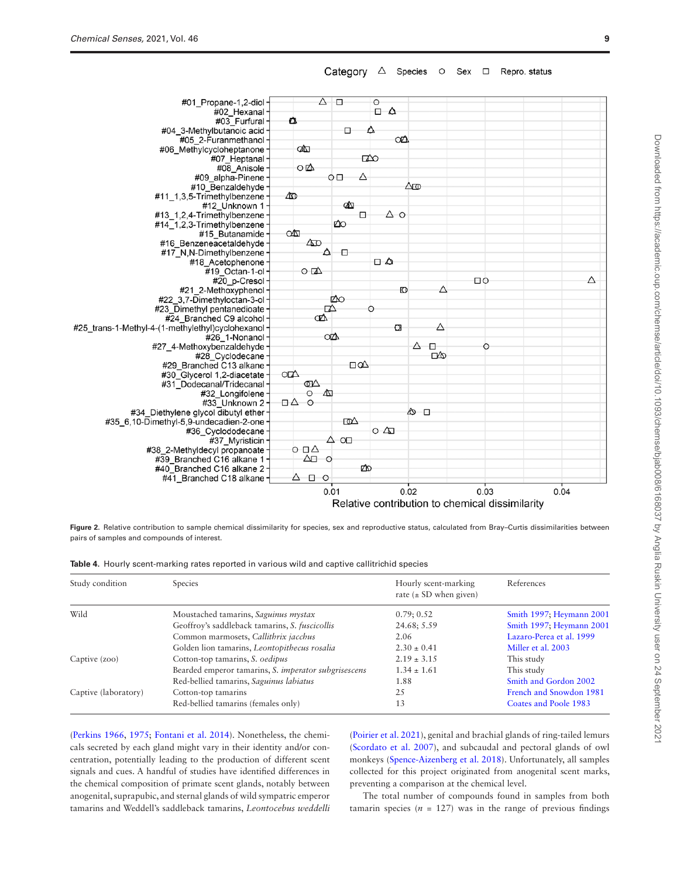Figure 2. Relative contribution to sample chemical dissimilarity for species, sex and reproductive status, calculated from Bray–Curtis dissimilarities between pairs of samples and compounds of interest.

Table 4. Hourly scent-marking rates reported in various wild and captive callitrichid species

| Study condition | Species | Hourly scent-marking rate (± SD when given) | References |
|---|---|---|---|
| Wild | Moustached tamarins, *Saguinus mystax* | 0.79; 0.52 | Smith 1997; Heymann 2001 |
| | Geoffroy's saddleback tamarins, *S. fuscicollis* | 24.68; 5.59 | Smith 1997; Heymann 2001 |
| | Common marmosets, *Callithrix jacchus* | 2.06 | Lazaro-Perea et al. 1999 |
| | Golden lion tamarins, *Leontopithecus rosalia* | 2.30 ± 0.41 | Miller et al. 2003 |
| Captive (zoo) | Cotton-top tamarins, *S. oedipus* | 2.19 ± 3.15 | This study |
| | Bearded emperor tamarins, *S. imperator subgrisescens* | 1.34 ± 1.61 | This study |
| | Red-bellied tamarins, *Saguinus labiatus* | 1.88 | Smith and Gordon 2002 |
| Captive (laboratory) | Cotton-top tamarins | 25 | French and Snowdon 1981 |
| | Red-bellied tamarins (females only) | 13 | Coates and Poole 1983 |

(Perkins 1966, 1975; Fontani et al. 2014). Nonetheless, the chemicals secreted by each gland might vary in their identity and/or concentration, potentially leading to the production of different scent signals and cues. A handful of studies have identified differences in the chemical composition of primate scent glands, notably between anogenital, suprapubic, and sternal glands of wild sympatric emperor tamarins and Weddell's saddleback tamarins, *Leontocebus weddelli* (Poirier et al. 2021), genital and brachial glands of ring-tailed lemurs (Scordato et al. 2007), and subcaudal and pectoral glands of owl monkeys (Spence-Aizenberg et al. 2018). Unfortunately, all samples collected for this project originated from anogenital scent marks, preventing a comparison at the chemical level.

The total number of compounds found in samples from both tamarin species ($n$ = 127) was in the range of previous findings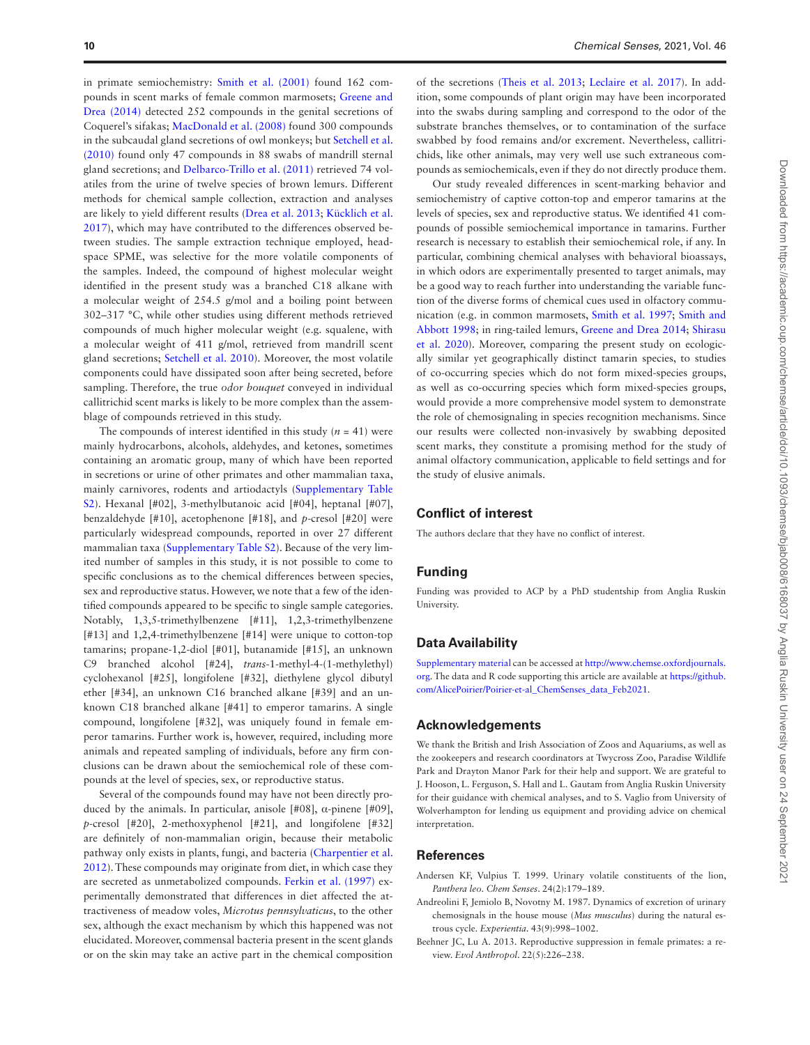in primate semiochemistry: Smith et al. (2001) found 162 compounds in scent marks of female common marmosets; Greene and Drea (2014) detected 252 compounds in the genital secretions of Coquerel's sifakas; MacDonald et al. (2008) found 300 compounds in the subcaudal gland secretions of owl monkeys; but Setchell et al. (2010) found only 47 compounds in 88 swabs of mandrill sternal gland secretions; and Delbarco-Trillo et al. (2011) retrieved 74 volatiles from the urine of twelve species of brown lemurs. Different methods for chemical sample collection, extraction and analyses are likely to yield different results (Drea et al. 2013; Kücklich et al. 2017), which may have contributed to the differences observed between studies. The sample extraction technique employed, headspace SPME, was selective for the more volatile components of the samples. Indeed, the compound of highest molecular weight identified in the present study was a branched C18 alkane with a molecular weight of 254.5 g/mol and a boiling point between 302–317 °C, while other studies using different methods retrieved compounds of much higher molecular weight (e.g. squalene, with a molecular weight of 411 g/mol, retrieved from mandrill scent gland secretions; Setchell et al. 2010). Moreover, the most volatile components could have dissipated soon after being secreted, before sampling. Therefore, the true *odor bouquet* conveyed in individual callitrichid scent marks is likely to be more complex than the assemblage of compounds retrieved in this study.

The compounds of interest identified in this study ($n$ = 41) were mainly hydrocarbons, alcohols, aldehydes, and ketones, sometimes containing an aromatic group, many of which have been reported in secretions or urine of other primates and other mammalian taxa, mainly carnivores, rodents and artiodactyls (Supplementary Table S2). Hexanal [#02], 3-methylbutanoic acid [#04], heptanal [#07], benzaldehyde [#10], acetophenone [#18], and *p*-cresol [#20] were particularly widespread compounds, reported in over 27 different mammalian taxa (Supplementary Table S2). Because of the very limited number of samples in this study, it is not possible to come to specific conclusions as to the chemical differences between species, sex and reproductive status. However, we note that a few of the identified compounds appeared to be specific to single sample categories. Notably, 1,3,5-trimethylbenzene [#11], 1,2,3-trimethylbenzene [#13] and 1,2,4-trimethylbenzene [#14] were unique to cotton-top tamarins; propane-1,2-diol [#01], butanamide [#15], an unknown C9 branched alcohol [#24], *trans*-1-methyl-4-(1-methylethyl) cyclohexanol [#25], longifolene [#32], diethylene glycol dibutyl ether [#34], an unknown C16 branched alkane [#39] and an unknown C18 branched alkane [#41] to emperor tamarins. A single compound, longifolene [#32], was uniquely found in female emperor tamarins. Further work is, however, required, including more animals and repeated sampling of individuals, before any firm conclusions can be drawn about the semiochemical role of these compounds at the level of species, sex, or reproductive status.

Several of the compounds found may have not been directly produced by the animals. In particular, anisole [#08], α-pinene [#09], *p*-cresol [#20], 2-methoxyphenol [#21], and longifolene [#32] are definitely of non-mammalian origin, because their metabolic pathway only exists in plants, fungi, and bacteria (Charpentier et al. 2012). These compounds may originate from diet, in which case they are secreted as unmetabolized compounds. Ferkin et al. (1997) experimentally demonstrated that differences in diet affected the attractiveness of meadow voles, *Microtus pennsylvaticus*, to the other sex, although the exact mechanism by which this happened was not elucidated. Moreover, commensal bacteria present in the scent glands or on the skin may take an active part in the chemical composition of the secretions (Theis et al. 2013; Leclaire et al. 2017). In addition, some compounds of plant origin may have been incorporated into the swabs during sampling and correspond to the odor of the substrate branches themselves, or to contamination of the surface swabbed by food remains and/or excrement. Nevertheless, callitrichids, like other animals, may very well use such extraneous compounds as semiochemicals, even if they do not directly produce them.

Our study revealed differences in scent-marking behavior and semiochemistry of captive cotton-top and emperor tamarins at the levels of species, sex and reproductive status. We identified 41 compounds of possible semiochemical importance in tamarins. Further research is necessary to establish their semiochemical role, if any. In particular, combining chemical analyses with behavioral bioassays, in which odors are experimentally presented to target animals, may be a good way to reach further into understanding the variable function of the diverse forms of chemical cues used in olfactory communication (e.g. in common marmosets, Smith et al. 1997; Smith and Abbott 1998; in ring-tailed lemurs, Greene and Drea 2014; Shirasu et al. 2020). Moreover, comparing the present study on ecologically similar yet geographically distinct tamarin species, to studies of co-occurring species which do not form mixed-species groups, as well as co-occurring species which form mixed-species groups, would provide a more comprehensive model system to demonstrate the role of chemosignaling in species recognition mechanisms. Since our results were collected non-invasively by swabbing deposited scent marks, they constitute a promising method for the study of animal olfactory communication, applicable to field settings and for the study of elusive animals.

## Conflict of interest

The authors declare that they have no conflict of interest.

## Funding

Funding was provided to ACP by a PhD studentship from Anglia Ruskin University.

## Data Availability

Supplementary material can be accessed at http://www.chemse.oxfordjournals.org. The data and R code supporting this article are available at https://github.com/AlicePoirier/Poirier-et-al_ChemSenses_data_Feb2021.

## Acknowledgements

We thank the British and Irish Association of Zoos and Aquariums, as well as the zookeepers and research coordinators at Twycross Zoo, Paradise Wildlife Park and Drayton Manor Park for their help and support. We are grateful to J. Hooson, L. Ferguson, S. Hall and L. Gautam from Anglia Ruskin University for their guidance with chemical analyses, and to S. Vaglio from University of Wolverhampton for lending us equipment and providing advice on chemical interpretation.

## References

Andersen KF, Vulpius T. 1999. Urinary volatile constituents of the lion, *Panthera leo*. *Chem Senses*. 24(2):179–189.

Andreolini F, Jemiolo B, Novotny M. 1987. Dynamics of excretion of urinary chemosignals in the house mouse (*Mus musculus*) during the natural estrous cycle. *Experientia*. 43(9):998–1002.

Beehner JC, Lu A. 2013. Reproductive suppression in female primates: a review. *Evol Anthropol*. 22(5):226–238.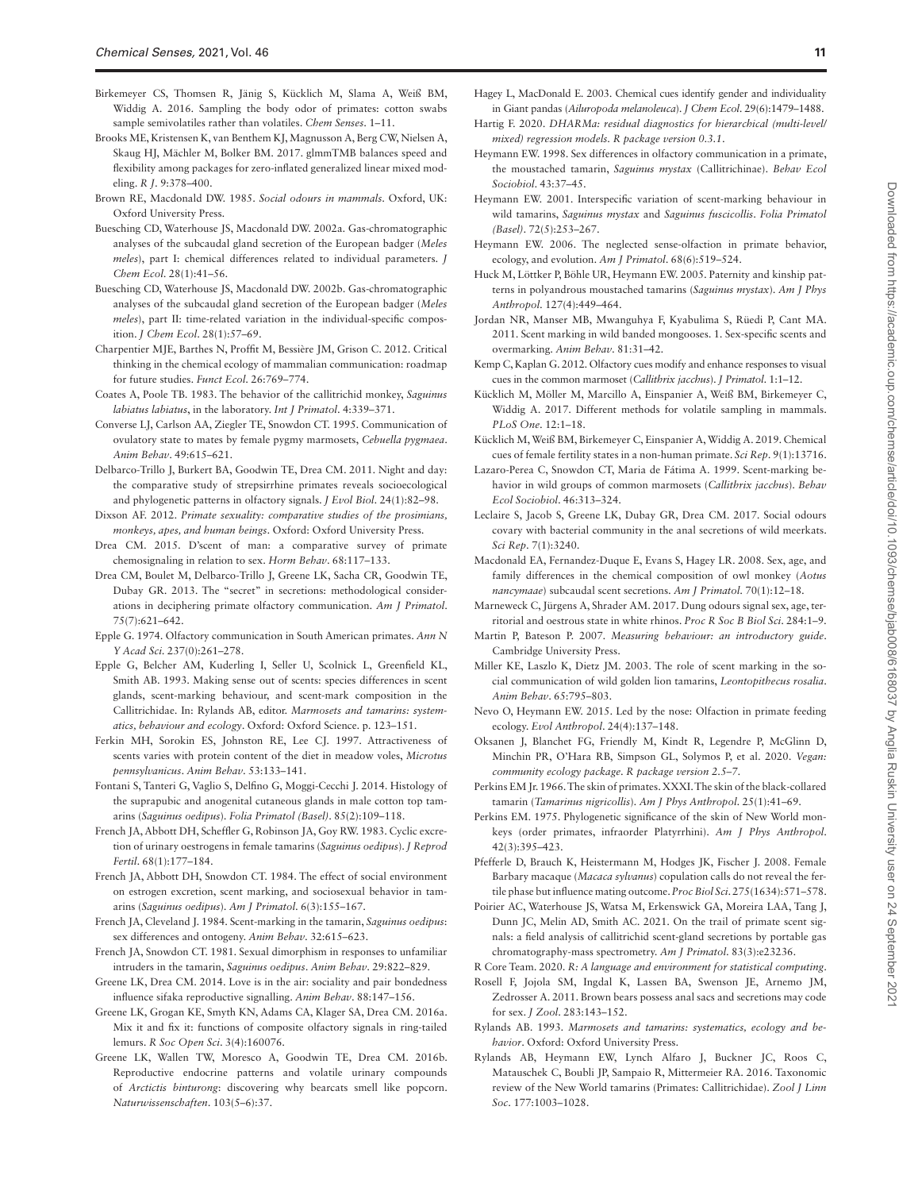Birkemeyer CS, Thomsen R, Jänig S, Kücklich M, Slama A, Weiß BM, Widdig A. 2016. Sampling the body odor of primates: cotton swabs sample semivolatiles rather than volatiles. *Chem Senses*. 1–11.

Brooks ME, Kristensen K, van Benthem KJ, Magnusson A, Berg CW, Nielsen A, Skaug HJ, Mächler M, Bolker BM. 2017. glmmTMB balances speed and flexibility among packages for zero-inflated generalized linear mixed modeling. *R J*. 9:378–400.

Brown RE, Macdonald DW. 1985. *Social odours in mammals*. Oxford, UK: Oxford University Press.

Buesching CD, Waterhouse JS, Macdonald DW. 2002a. Gas-chromatographic analyses of the subcaudal gland secretion of the European badger (*Meles meles*), part I: chemical differences related to individual parameters. *J Chem Ecol*. 28(1):41–56.

Buesching CD, Waterhouse JS, Macdonald DW. 2002b. Gas-chromatographic analyses of the subcaudal gland secretion of the European badger (*Meles meles*), part II: time-related variation in the individual-specific composition. *J Chem Ecol*. 28(1):57–69.

Charpentier MJE, Barthes N, Proffit M, Bessière JM, Grison C. 2012. Critical thinking in the chemical ecology of mammalian communication: roadmap for future studies. *Funct Ecol*. 26:769–774.

Coates A, Poole TB. 1983. The behavior of the callitrichid monkey, *Saguinus labiatus labiatus*, in the laboratory. *Int J Primatol*. 4:339–371.

Converse LJ, Carlson AA, Ziegler TE, Snowdon CT. 1995. Communication of ovulatory state to mates by female pygmy marmosets, *Cebuella pygmaea*. *Anim Behav*. 49:615–621.

Delbarco-Trillo J, Burkert BA, Goodwin TE, Drea CM. 2011. Night and day: the comparative study of strepsirrhine primates reveals socioecological and phylogenetic patterns in olfactory signals. *J Evol Biol*. 24(1):82–98.

Dixson AF. 2012. *Primate sexuality: comparative studies of the prosimians, monkeys, apes, and human beings*. Oxford: Oxford University Press.

Drea CM. 2015. D'scent of man: a comparative survey of primate chemosignaling in relation to sex. *Horm Behav*. 68:117–133.

Drea CM, Boulet M, Delbarco-Trillo J, Greene LK, Sacha CR, Goodwin TE, Dubay GR. 2013. The "secret" in secretions: methodological considerations in deciphering primate olfactory communication. *Am J Primatol*. 75(7):621–642.

Epple G. 1974. Olfactory communication in South American primates. *Ann N Y Acad Sci*. 237(0):261–278.

Epple G, Belcher AM, Kuderling I, Seller U, Scolnick L, Greenfield KL, Smith AB. 1993. Making sense out of scents: species differences in scent glands, scent-marking behaviour, and scent-mark composition in the Callitrichidae. In: Rylands AB, editor. *Marmosets and tamarins: systematics, behaviour and ecology*. Oxford: Oxford Science. p. 123–151.

Ferkin MH, Sorokin ES, Johnston RE, Lee CJ. 1997. Attractiveness of scents varies with protein content of the diet in meadow voles, *Microtus pennsylvanicus*. *Anim Behav*. 53:133–141.

Fontani S, Tanteri G, Vaglio S, Delfino G, Moggi-Cecchi J. 2014. Histology of the suprapubic and anogenital cutaneous glands in male cotton top tamarins (*Saguinus oedipus*). *Folia Primatol (Basel)*. 85(2):109–118.

French JA, Abbott DH, Scheffler G, Robinson JA, Goy RW. 1983. Cyclic excretion of urinary oestrogens in female tamarins (*Saguinus oedipus*). *J Reprod Fertil*. 68(1):177–184.

French JA, Abbott DH, Snowdon CT. 1984. The effect of social environment on estrogen excretion, scent marking, and sociosexual behavior in tamarins (*Saguinus oedipus*). *Am J Primatol*. 6(3):155–167.

French JA, Cleveland J. 1984. Scent-marking in the tamarin, *Saguinus oedipus*: sex differences and ontogeny. *Anim Behav*. 32:615–623.

French JA, Snowdon CT. 1981. Sexual dimorphism in responses to unfamiliar intruders in the tamarin, *Saguinus oedipus*. *Anim Behav*. 29:822–829.

Greene LK, Drea CM. 2014. Love is in the air: sociality and pair bondedness influence sifaka reproductive signalling. *Anim Behav*. 88:147–156.

Greene LK, Grogan KE, Smyth KN, Adams CA, Klager SA, Drea CM. 2016a. Mix it and fix it: functions of composite olfactory signals in ring-tailed lemurs. *R Soc Open Sci*. 3(4):160076.

Greene LK, Wallen TW, Moresco A, Goodwin TE, Drea CM. 2016b. Reproductive endocrine patterns and volatile urinary compounds of *Arctictis binturong*: discovering why bearcats smell like popcorn. *Naturwissenschaften*. 103(5–6):37.

Hagey L, MacDonald E. 2003. Chemical cues identify gender and individuality in Giant pandas (*Ailuropoda melanoleuca*). *J Chem Ecol*. 29(6):1479–1488.

Hartig F. 2020. *DHARMa: residual diagnostics for hierarchical (multi-level/ mixed) regression models. R package version 0.3.1*.

Heymann EW. 1998. Sex differences in olfactory communication in a primate, the moustached tamarin, *Saguinus mystax* (Callitrichinae). *Behav Ecol Sociobiol*. 43:37–45.

Heymann EW. 2001. Interspecific variation of scent-marking behaviour in wild tamarins, *Saguinus mystax* and *Saguinus fuscicollis*. *Folia Primatol (Basel)*. 72(5):253–267.

Heymann EW. 2006. The neglected sense-olfaction in primate behavior, ecology, and evolution. *Am J Primatol*. 68(6):519–524.

Huck M, Löttker P, Böhle UR, Heymann EW. 2005. Paternity and kinship patterns in polyandrous moustached tamarins (*Saguinus mystax*). *Am J Phys Anthropol*. 127(4):449–464.

Jordan NR, Manser MB, Mwanguhya F, Kyabulima S, Rüedi P, Cant MA. 2011. Scent marking in wild banded mongooses. 1. Sex-specific scents and overmarking. *Anim Behav*. 81:31–42.

Kemp C, Kaplan G. 2012. Olfactory cues modify and enhance responses to visual cues in the common marmoset (*Callithrix jacchus*). *J Primatol*. 1:1–12.

Kücklich M, Möller M, Marcillo A, Einspanier A, Weiß BM, Birkemeyer C, Widdig A. 2017. Different methods for volatile sampling in mammals. *PLoS One*. 12:1–18.

Kücklich M, Weiß BM, Birkemeyer C, Einspanier A, Widdig A. 2019. Chemical cues of female fertility states in a non-human primate. *Sci Rep*. 9(1):13716.

Lazaro-Perea C, Snowdon CT, Maria de Fátima A. 1999. Scent-marking behavior in wild groups of common marmosets (*Callithrix jacchus*). *Behav Ecol Sociobiol*. 46:313–324.

Leclaire S, Jacob S, Greene LK, Dubay GR, Drea CM. 2017. Social odours covary with bacterial community in the anal secretions of wild meerkats. *Sci Rep*. 7(1):3240.

Macdonald EA, Fernandez-Duque E, Evans S, Hagey LR. 2008. Sex, age, and family differences in the chemical composition of owl monkey (*Aotus nancymaae*) subcaudal scent secretions. *Am J Primatol*. 70(1):12–18.

Marneweck C, Jürgens A, Shrader AM. 2017. Dung odours signal sex, age, territorial and oestrous state in white rhinos. *Proc R Soc B Biol Sci*. 284:1–9.

Martin P, Bateson P. 2007. *Measuring behaviour: an introductory guide*. Cambridge University Press.

Miller KE, Laszlo K, Dietz JM. 2003. The role of scent marking in the social communication of wild golden lion tamarins, *Leontopithecus rosalia*. *Anim Behav*. 65:795–803.

Nevo O, Heymann EW. 2015. Led by the nose: Olfaction in primate feeding ecology. *Evol Anthropol*. 24(4):137–148.

Oksanen J, Blanchet FG, Friendly M, Kindt R, Legendre P, McGlinn D, Minchin PR, O'Hara RB, Simpson GL, Solymos P, et al. 2020. *Vegan: community ecology package. R package version 2.5–7*.

Perkins EM Jr. 1966. The skin of primates. XXXI. The skin of the black-collared tamarin (*Tamarinus nigricollis*). *Am J Phys Anthropol*. 25(1):41–69.

Perkins EM. 1975. Phylogenetic significance of the skin of New World monkeys (order primates, infraorder Platyrrhini). *Am J Phys Anthropol*. 42(3):395–423.

Pfefferle D, Brauch K, Heistermann M, Hodges JK, Fischer J. 2008. Female Barbary macaque (*Macaca sylvanus*) copulation calls do not reveal the fertile phase but influence mating outcome. *Proc Biol Sci*. 275(1634):571–578.

Poirier AC, Waterhouse JS, Watsa M, Erkenswick GA, Moreira LAA, Tang J, Dunn JC, Melin AD, Smith AC. 2021. On the trail of primate scent signals: a field analysis of callitrichid scent-gland secretions by portable gas chromatography-mass spectrometry. *Am J Primatol*. 83(3):e23236.

R Core Team. 2020. *R: A language and environment for statistical computing*.

Rosell F, Jojola SM, Ingdal K, Lassen BA, Swenson JE, Arnemo JM, Zedrosser A. 2011. Brown bears possess anal sacs and secretions may code for sex. *J Zool*. 283:143–152.

Rylands AB. 1993. *Marmosets and tamarins: systematics, ecology and behavior*. Oxford: Oxford University Press.

Rylands AB, Heymann EW, Lynch Alfaro J, Buckner JC, Roos C, Matauschek C, Boubli JP, Sampaio R, Mittermeier RA. 2016. Taxonomic review of the New World tamarins (Primates: Callitrichidae). *Zool J Linn Soc*. 177:1003–1028.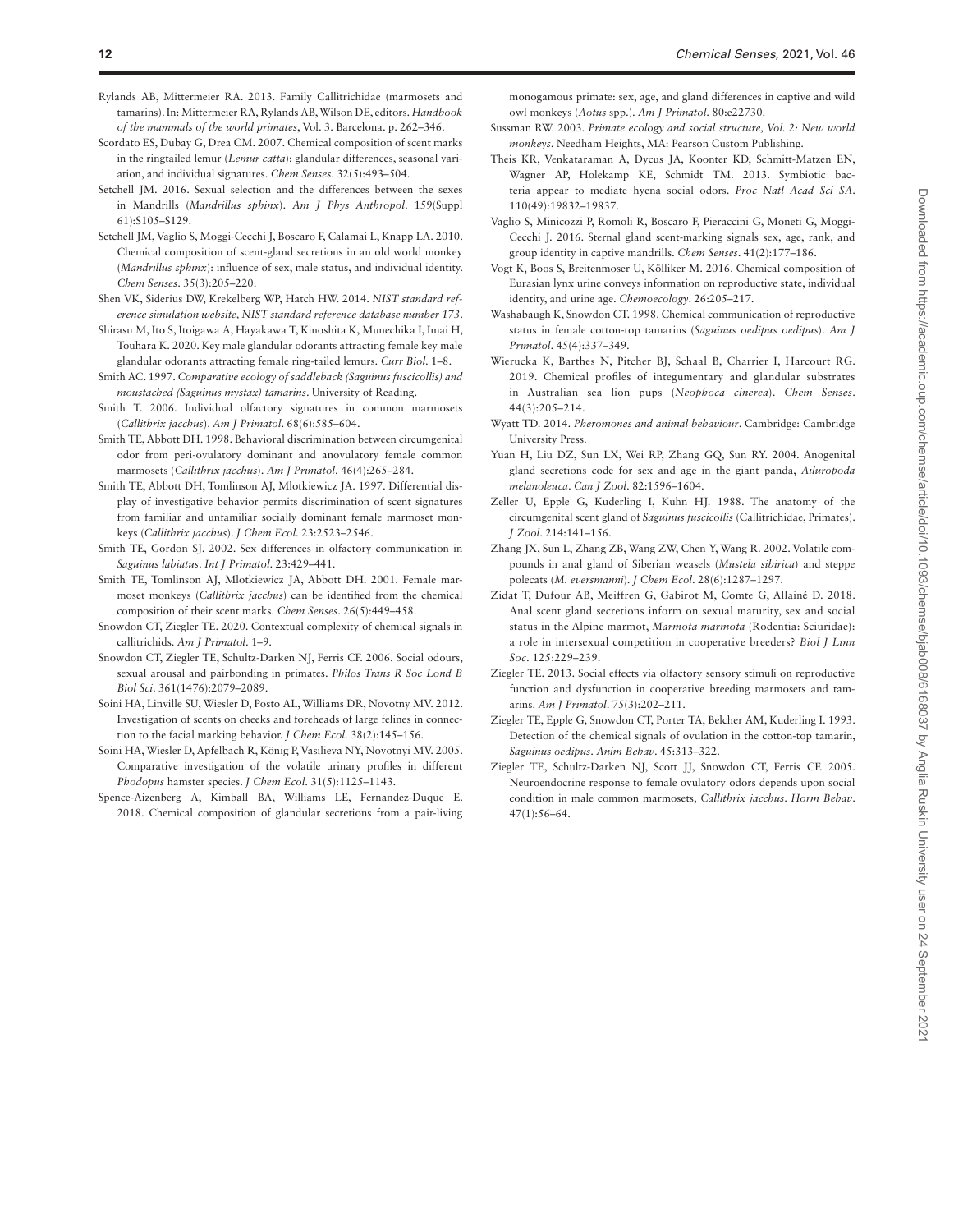Rylands AB, Mittermeier RA. 2013. Family Callitrichidae (marmosets and tamarins). In: Mittermeier RA, Rylands AB, Wilson DE, editors. *Handbook of the mammals of the world primates*, Vol. 3. Barcelona. p. 262–346.

Scordato ES, Dubay G, Drea CM. 2007. Chemical composition of scent marks in the ringtailed lemur (*Lemur catta*): glandular differences, seasonal variation, and individual signatures. *Chem Senses*. 32(5):493–504.

Setchell JM. 2016. Sexual selection and the differences between the sexes in Mandrills (*Mandrillus sphinx*). *Am J Phys Anthropol*. 159(Suppl 61):S105–S129.

Setchell JM, Vaglio S, Moggi-Cecchi J, Boscaro F, Calamai L, Knapp LA. 2010. Chemical composition of scent-gland secretions in an old world monkey (*Mandrillus sphinx*): influence of sex, male status, and individual identity. *Chem Senses*. 35(3):205–220.

Shen VK, Siderius DW, Krekelberg WP, Hatch HW. 2014. *NIST standard reference simulation website, NIST standard reference database number 173*.

Shirasu M, Ito S, Itoigawa A, Hayakawa T, Kinoshita K, Munechika I, Imai H, Touhara K. 2020. Key male glandular odorants attracting female key male glandular odorants attracting female ring-tailed lemurs. *Curr Biol*. 1–8.

Smith AC. 1997. *Comparative ecology of saddleback (Saguinus fuscicollis) and moustached (Saguinus mystax) tamarins*. University of Reading.

Smith T. 2006. Individual olfactory signatures in common marmosets (*Callithrix jacchus*). *Am J Primatol*. 68(6):585–604.

Smith TE, Abbott DH. 1998. Behavioral discrimination between circumgenital odor from peri-ovulatory dominant and anovulatory female common marmosets (*Callithrix jacchus*). *Am J Primatol*. 46(4):265–284.

Smith TE, Abbott DH, Tomlinson AJ, Mlotkiewicz JA. 1997. Differential display of investigative behavior permits discrimination of scent signatures from familiar and unfamiliar socially dominant female marmoset monkeys (*Callithrix jacchus*). *J Chem Ecol*. 23:2523–2546.

Smith TE, Gordon SJ. 2002. Sex differences in olfactory communication in *Saguinus labiatus*. *Int J Primatol*. 23:429–441.

Smith TE, Tomlinson AJ, Mlotkiewicz JA, Abbott DH. 2001. Female marmoset monkeys (*Callithrix jacchus*) can be identified from the chemical composition of their scent marks. *Chem Senses*. 26(5):449–458.

Snowdon CT, Ziegler TE. 2020. Contextual complexity of chemical signals in callitrichids. *Am J Primatol*. 1–9.

Snowdon CT, Ziegler TE, Schultz-Darken NJ, Ferris CF. 2006. Social odours, sexual arousal and pairbonding in primates. *Philos Trans R Soc Lond B Biol Sci*. 361(1476):2079–2089.

Soini HA, Linville SU, Wiesler D, Posto AL, Williams DR, Novotny MV. 2012. Investigation of scents on cheeks and foreheads of large felines in connection to the facial marking behavior. *J Chem Ecol*. 38(2):145–156.

Soini HA, Wiesler D, Apfelbach R, König P, Vasilieva NY, Novotnyi MV. 2005. Comparative investigation of the volatile urinary profiles in different *Phodopus* hamster species. *J Chem Ecol*. 31(5):1125–1143.

Spence-Aizenberg A, Kimball BA, Williams LE, Fernandez-Duque E. 2018. Chemical composition of glandular secretions from a pair-living monogamous primate: sex, age, and gland differences in captive and wild owl monkeys (*Aotus* spp.). *Am J Primatol*. 80:e22730.

Sussman RW. 2003. *Primate ecology and social structure, Vol. 2: New world monkeys*. Needham Heights, MA: Pearson Custom Publishing.

Theis KR, Venkataraman A, Dycus JA, Koonter KD, Schmitt-Matzen EN, Wagner AP, Holekamp KE, Schmidt TM. 2013. Symbiotic bacteria appear to mediate hyena social odors. *Proc Natl Acad Sci SA*. 110(49):19832–19837.

Vaglio S, Minicozzi P, Romoli R, Boscaro F, Pieraccini G, Moneti G, Moggi-Cecchi J. 2016. Sternal gland scent-marking signals sex, age, rank, and group identity in captive mandrills. *Chem Senses*. 41(2):177–186.

Vogt K, Boos S, Breitenmoser U, Kölliker M. 2016. Chemical composition of Eurasian lynx urine conveys information on reproductive state, individual identity, and urine age. *Chemoecology*. 26:205–217.

Washabaugh K, Snowdon CT. 1998. Chemical communication of reproductive status in female cotton-top tamarins (*Saguinus oedipus oedipus*). *Am J Primatol*. 45(4):337–349.

Wierucka K, Barthes N, Pitcher BJ, Schaal B, Charrier I, Harcourt RG. 2019. Chemical profiles of integumentary and glandular substrates in Australian sea lion pups (*Neophoca cinerea*). *Chem Senses*. 44(3):205–214.

Wyatt TD. 2014. *Pheromones and animal behaviour*. Cambridge: Cambridge University Press.

Yuan H, Liu DZ, Sun LX, Wei RP, Zhang GQ, Sun RY. 2004. Anogenital gland secretions code for sex and age in the giant panda, *Ailuropoda melanoleuca*. *Can J Zool*. 82:1596–1604.

Zeller U, Epple G, Kuderling I, Kuhn HJ. 1988. The anatomy of the circumgenital scent gland of *Saguinus fuscicollis* (Callitrichidae, Primates). *J Zool*. 214:141–156.

Zhang JX, Sun L, Zhang ZB, Wang ZW, Chen Y, Wang R. 2002. Volatile compounds in anal gland of Siberian weasels (*Mustela sibirica*) and steppe polecats (*M. eversmanni*). *J Chem Ecol*. 28(6):1287–1297.

Zidat T, Dufour AB, Meiffren G, Gabirot M, Comte G, Allainé D. 2018. Anal scent gland secretions inform on sexual maturity, sex and social status in the Alpine marmot, *Marmota marmota* (Rodentia: Sciuridae): a role in intersexual competition in cooperative breeders? *Biol J Linn Soc*. 125:229–239.

Ziegler TE. 2013. Social effects via olfactory sensory stimuli on reproductive function and dysfunction in cooperative breeding marmosets and tamarins. *Am J Primatol*. 75(3):202–211.

Ziegler TE, Epple G, Snowdon CT, Porter TA, Belcher AM, Kuderling I. 1993. Detection of the chemical signals of ovulation in the cotton-top tamarin, *Saguinus oedipus*. *Anim Behav*. 45:313–322.

Ziegler TE, Schultz-Darken NJ, Scott JJ, Snowdon CT, Ferris CF. 2005. Neuroendocrine response to female ovulatory odors depends upon social condition in male common marmosets, *Callithrix jacchus*. *Horm Behav*. 47(1):56–64.